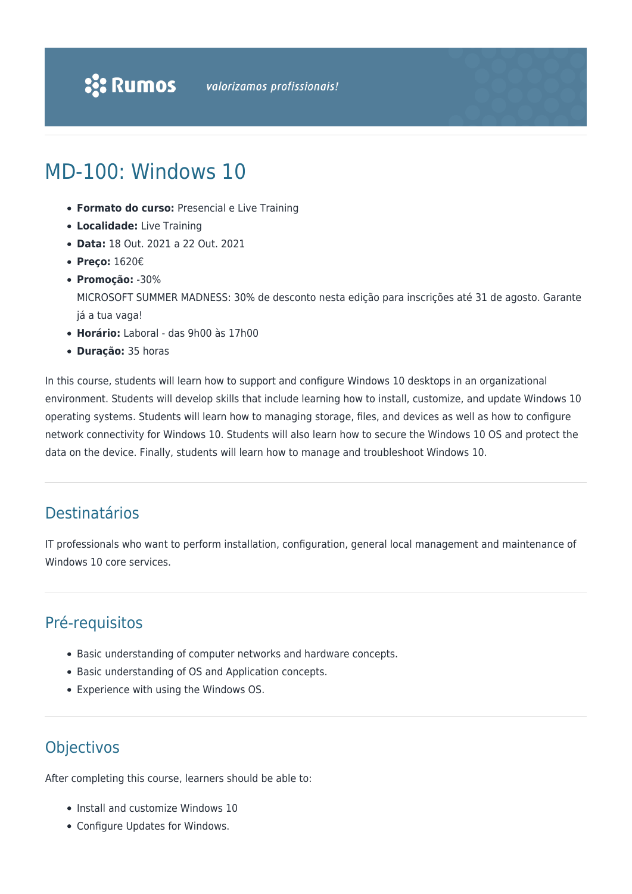Rumos *valorizamos profissionais!*

# MD-100: Windows 10

- **Formato do curso:** Presencial e Live Training
- **Localidade:** Live Training
- **Data:** 18 Out. 2021 a 22 Out. 2021
- **Preço:** 1620€
- **Promoção:** -30%
  MICROSOFT SUMMER MADNESS: 30% de desconto nesta edição para inscrições até 31 de agosto. Garante já a tua vaga!
- **Horário:** Laboral - das 9h00 às 17h00
- **Duração:** 35 horas

In this course, students will learn how to support and configure Windows 10 desktops in an organizational environment. Students will develop skills that include learning how to install, customize, and update Windows 10 operating systems. Students will learn how to managing storage, files, and devices as well as how to configure network connectivity for Windows 10. Students will also learn how to secure the Windows 10 OS and protect the data on the device. Finally, students will learn how to manage and troubleshoot Windows 10.

## Destinatários

IT professionals who want to perform installation, configuration, general local management and maintenance of Windows 10 core services.

## Pré-requisitos

- Basic understanding of computer networks and hardware concepts.
- Basic understanding of OS and Application concepts.
- Experience with using the Windows OS.

## Objectivos

After completing this course, learners should be able to:

- Install and customize Windows 10
- Configure Updates for Windows.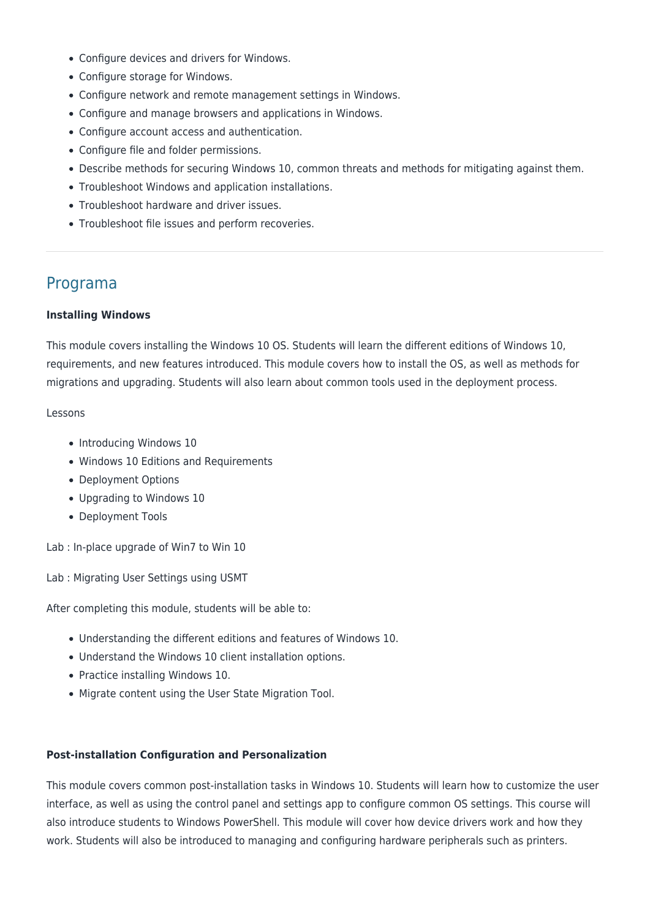- Configure devices and drivers for Windows.
- Configure storage for Windows.
- Configure network and remote management settings in Windows.
- Configure and manage browsers and applications in Windows.
- Configure account access and authentication.
- Configure file and folder permissions.
- Describe methods for securing Windows 10, common threats and methods for mitigating against them.
- Troubleshoot Windows and application installations.
- Troubleshoot hardware and driver issues.
- Troubleshoot file issues and perform recoveries.

---

## Programa

**Installing Windows**

This module covers installing the Windows 10 OS. Students will learn the different editions of Windows 10, requirements, and new features introduced. This module covers how to install the OS, as well as methods for migrations and upgrading. Students will also learn about common tools used in the deployment process.

Lessons

- Introducing Windows 10
- Windows 10 Editions and Requirements
- Deployment Options
- Upgrading to Windows 10
- Deployment Tools

Lab : In-place upgrade of Win7 to Win 10

Lab : Migrating User Settings using USMT

After completing this module, students will be able to:

- Understanding the different editions and features of Windows 10.
- Understand the Windows 10 client installation options.
- Practice installing Windows 10.
- Migrate content using the User State Migration Tool.

**Post-installation Configuration and Personalization**

This module covers common post-installation tasks in Windows 10. Students will learn how to customize the user interface, as well as using the control panel and settings app to configure common OS settings. This course will also introduce students to Windows PowerShell. This module will cover how device drivers work and how they work. Students will also be introduced to managing and configuring hardware peripherals such as printers.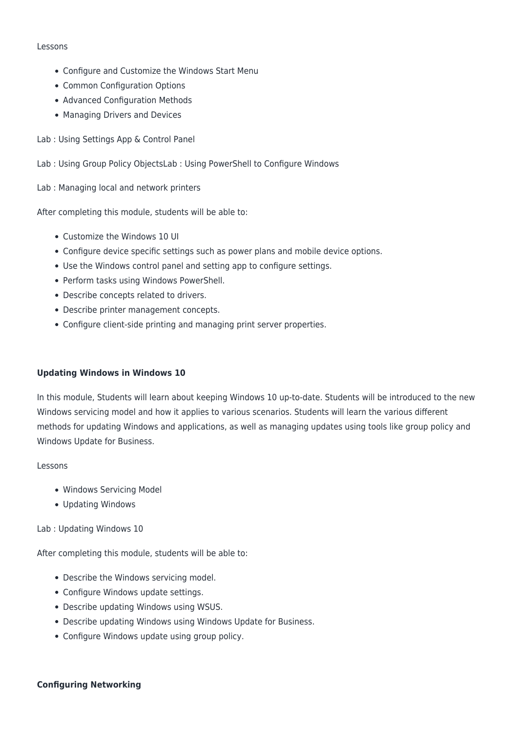Lessons

- Configure and Customize the Windows Start Menu
- Common Configuration Options
- Advanced Configuration Methods
- Managing Drivers and Devices

Lab : Using Settings App & Control Panel

Lab : Using Group Policy ObjectsLab : Using PowerShell to Configure Windows

Lab : Managing local and network printers

After completing this module, students will be able to:

- Customize the Windows 10 UI
- Configure device specific settings such as power plans and mobile device options.
- Use the Windows control panel and setting app to configure settings.
- Perform tasks using Windows PowerShell.
- Describe concepts related to drivers.
- Describe printer management concepts.
- Configure client-side printing and managing print server properties.

**Updating Windows in Windows 10**

In this module, Students will learn about keeping Windows 10 up-to-date. Students will be introduced to the new Windows servicing model and how it applies to various scenarios. Students will learn the various different methods for updating Windows and applications, as well as managing updates using tools like group policy and Windows Update for Business.

Lessons

- Windows Servicing Model
- Updating Windows

Lab : Updating Windows 10

After completing this module, students will be able to:

- Describe the Windows servicing model.
- Configure Windows update settings.
- Describe updating Windows using WSUS.
- Describe updating Windows using Windows Update for Business.
- Configure Windows update using group policy.

**Configuring Networking**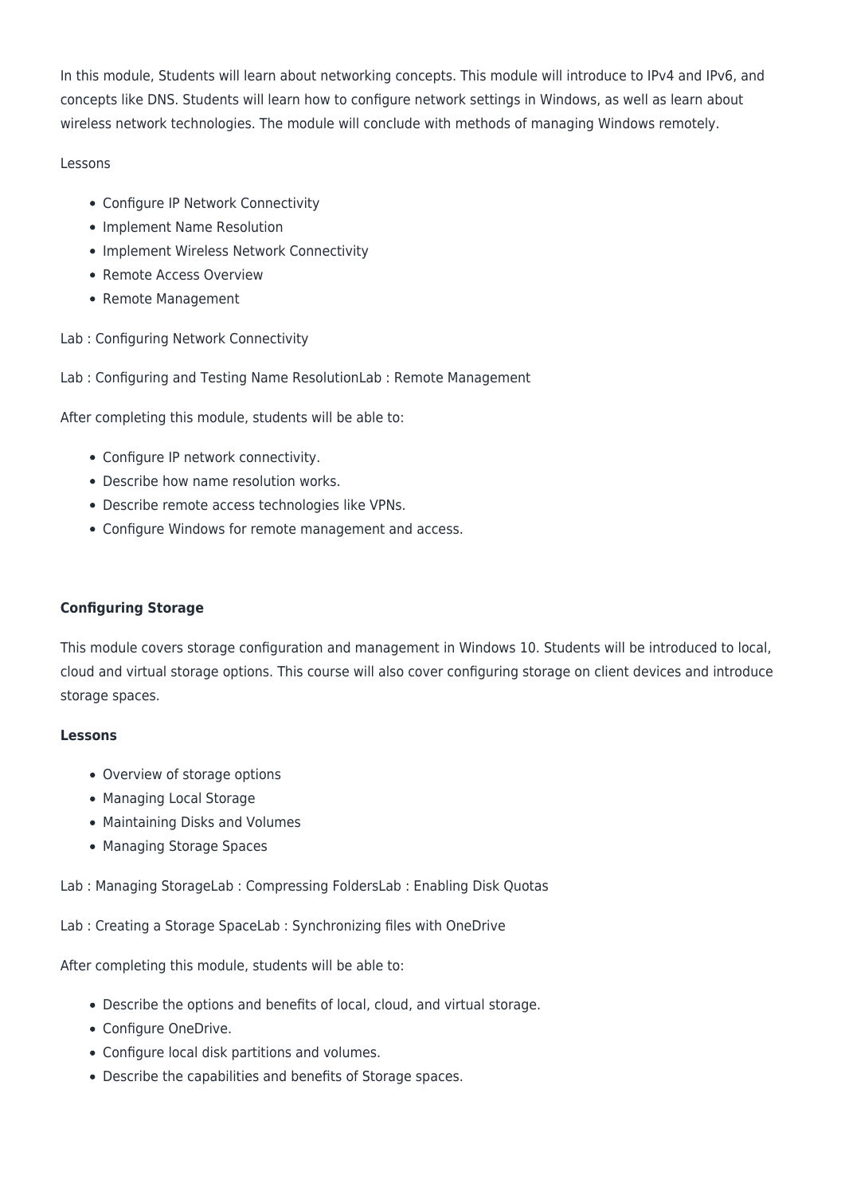In this module, Students will learn about networking concepts. This module will introduce to IPv4 and IPv6, and concepts like DNS. Students will learn how to configure network settings in Windows, as well as learn about wireless network technologies. The module will conclude with methods of managing Windows remotely.

Lessons

- Configure IP Network Connectivity
- Implement Name Resolution
- Implement Wireless Network Connectivity
- Remote Access Overview
- Remote Management

Lab : Configuring Network Connectivity

Lab : Configuring and Testing Name ResolutionLab : Remote Management

After completing this module, students will be able to:

- Configure IP network connectivity.
- Describe how name resolution works.
- Describe remote access technologies like VPNs.
- Configure Windows for remote management and access.

**Configuring Storage**

This module covers storage configuration and management in Windows 10. Students will be introduced to local, cloud and virtual storage options. This course will also cover configuring storage on client devices and introduce storage spaces.

**Lessons**

- Overview of storage options
- Managing Local Storage
- Maintaining Disks and Volumes
- Managing Storage Spaces

Lab : Managing StorageLab : Compressing FoldersLab : Enabling Disk Quotas

Lab : Creating a Storage SpaceLab : Synchronizing files with OneDrive

After completing this module, students will be able to:

- Describe the options and benefits of local, cloud, and virtual storage.
- Configure OneDrive.
- Configure local disk partitions and volumes.
- Describe the capabilities and benefits of Storage spaces.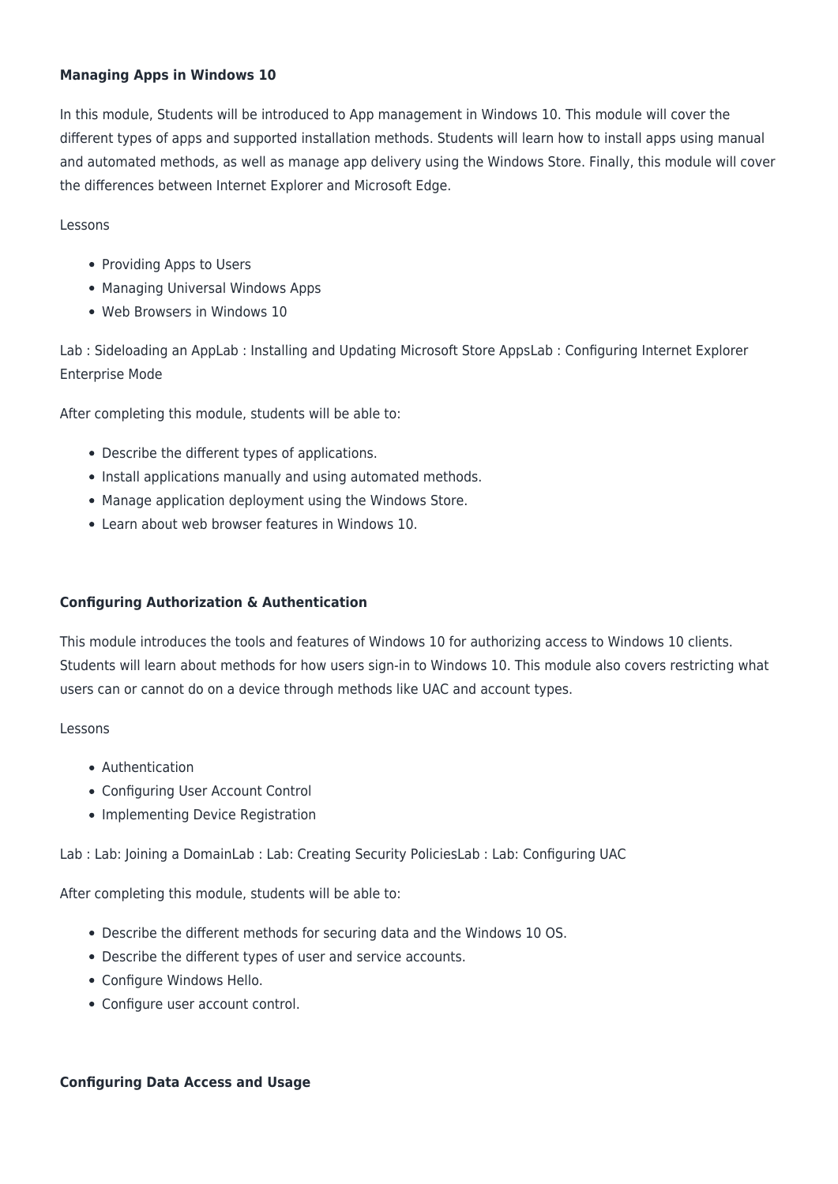**Managing Apps in Windows 10**

In this module, Students will be introduced to App management in Windows 10. This module will cover the different types of apps and supported installation methods. Students will learn how to install apps using manual and automated methods, as well as manage app delivery using the Windows Store. Finally, this module will cover the differences between Internet Explorer and Microsoft Edge.

Lessons

- Providing Apps to Users
- Managing Universal Windows Apps
- Web Browsers in Windows 10

Lab : Sideloading an AppLab : Installing and Updating Microsoft Store AppsLab : Configuring Internet Explorer Enterprise Mode

After completing this module, students will be able to:

- Describe the different types of applications.
- Install applications manually and using automated methods.
- Manage application deployment using the Windows Store.
- Learn about web browser features in Windows 10.

**Configuring Authorization & Authentication**

This module introduces the tools and features of Windows 10 for authorizing access to Windows 10 clients. Students will learn about methods for how users sign-in to Windows 10. This module also covers restricting what users can or cannot do on a device through methods like UAC and account types.

Lessons

- Authentication
- Configuring User Account Control
- Implementing Device Registration

Lab : Lab: Joining a DomainLab : Lab: Creating Security PoliciesLab : Lab: Configuring UAC

After completing this module, students will be able to:

- Describe the different methods for securing data and the Windows 10 OS.
- Describe the different types of user and service accounts.
- Configure Windows Hello.
- Configure user account control.

**Configuring Data Access and Usage**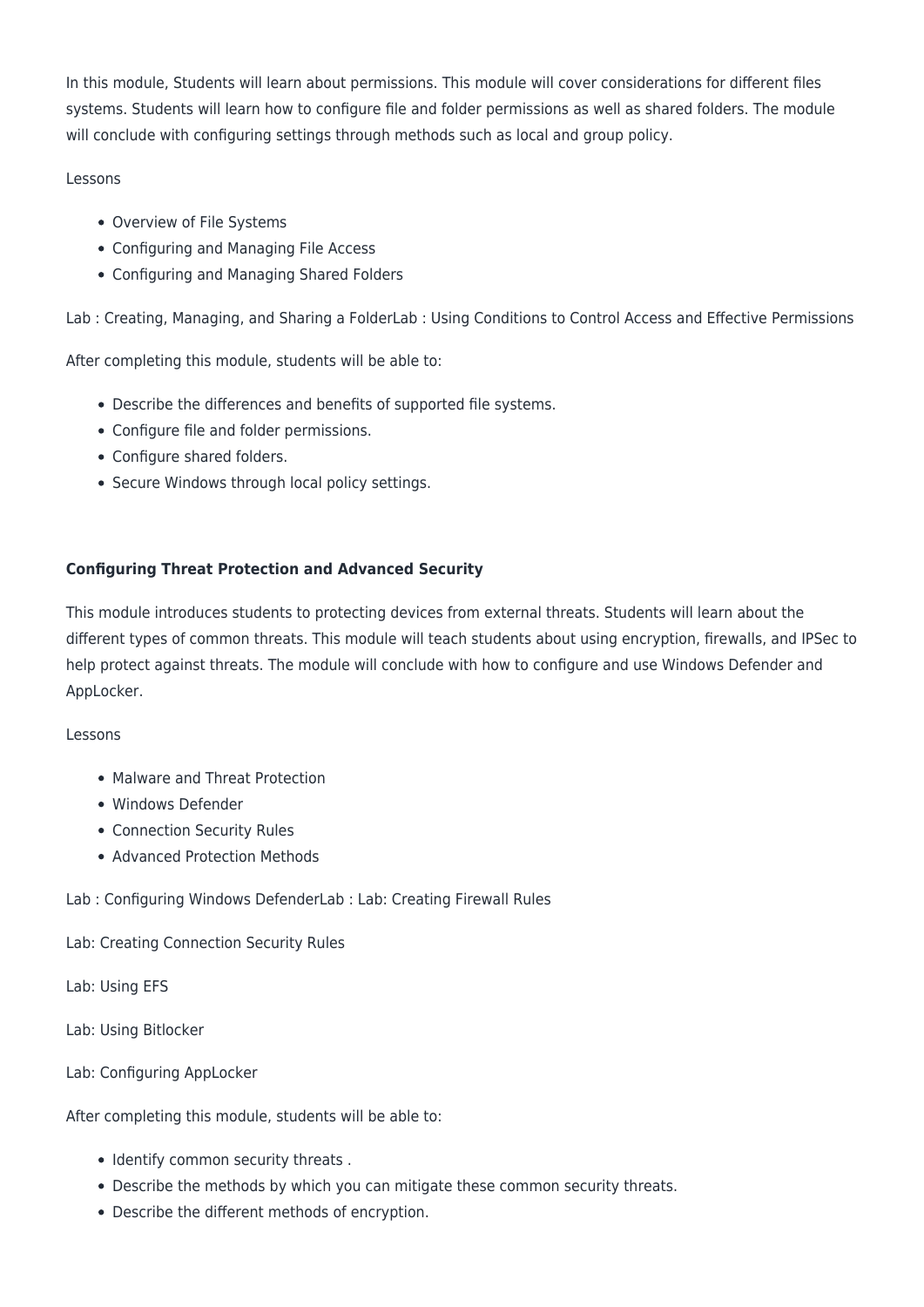In this module, Students will learn about permissions. This module will cover considerations for different files systems. Students will learn how to configure file and folder permissions as well as shared folders. The module will conclude with configuring settings through methods such as local and group policy.

Lessons

- Overview of File Systems
- Configuring and Managing File Access
- Configuring and Managing Shared Folders

Lab : Creating, Managing, and Sharing a FolderLab : Using Conditions to Control Access and Effective Permissions

After completing this module, students will be able to:

- Describe the differences and benefits of supported file systems.
- Configure file and folder permissions.
- Configure shared folders.
- Secure Windows through local policy settings.

**Configuring Threat Protection and Advanced Security**

This module introduces students to protecting devices from external threats. Students will learn about the different types of common threats. This module will teach students about using encryption, firewalls, and IPSec to help protect against threats. The module will conclude with how to configure and use Windows Defender and AppLocker.

Lessons

- Malware and Threat Protection
- Windows Defender
- Connection Security Rules
- Advanced Protection Methods

Lab : Configuring Windows DefenderLab : Lab: Creating Firewall Rules

Lab: Creating Connection Security Rules

Lab: Using EFS

Lab: Using Bitlocker

Lab: Configuring AppLocker

After completing this module, students will be able to:

- Identify common security threats .
- Describe the methods by which you can mitigate these common security threats.
- Describe the different methods of encryption.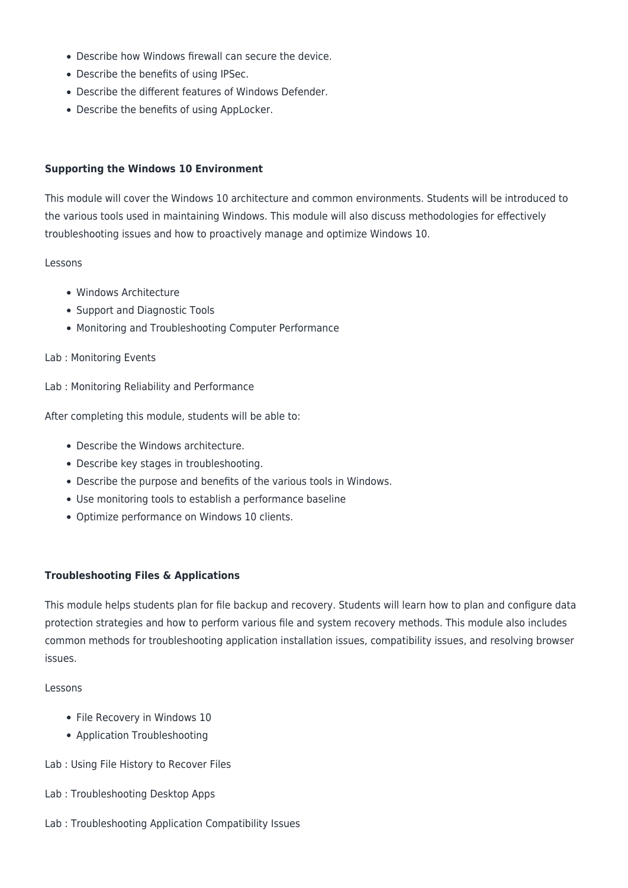- Describe how Windows firewall can secure the device.
- Describe the benefits of using IPSec.
- Describe the different features of Windows Defender.
- Describe the benefits of using AppLocker.

**Supporting the Windows 10 Environment**

This module will cover the Windows 10 architecture and common environments. Students will be introduced to the various tools used in maintaining Windows. This module will also discuss methodologies for effectively troubleshooting issues and how to proactively manage and optimize Windows 10.

Lessons

- Windows Architecture
- Support and Diagnostic Tools
- Monitoring and Troubleshooting Computer Performance

Lab : Monitoring Events

Lab : Monitoring Reliability and Performance

After completing this module, students will be able to:

- Describe the Windows architecture.
- Describe key stages in troubleshooting.
- Describe the purpose and benefits of the various tools in Windows.
- Use monitoring tools to establish a performance baseline
- Optimize performance on Windows 10 clients.

**Troubleshooting Files & Applications**

This module helps students plan for file backup and recovery. Students will learn how to plan and configure data protection strategies and how to perform various file and system recovery methods. This module also includes common methods for troubleshooting application installation issues, compatibility issues, and resolving browser issues.

Lessons

- File Recovery in Windows 10
- Application Troubleshooting

Lab : Using File History to Recover Files

Lab : Troubleshooting Desktop Apps

Lab : Troubleshooting Application Compatibility Issues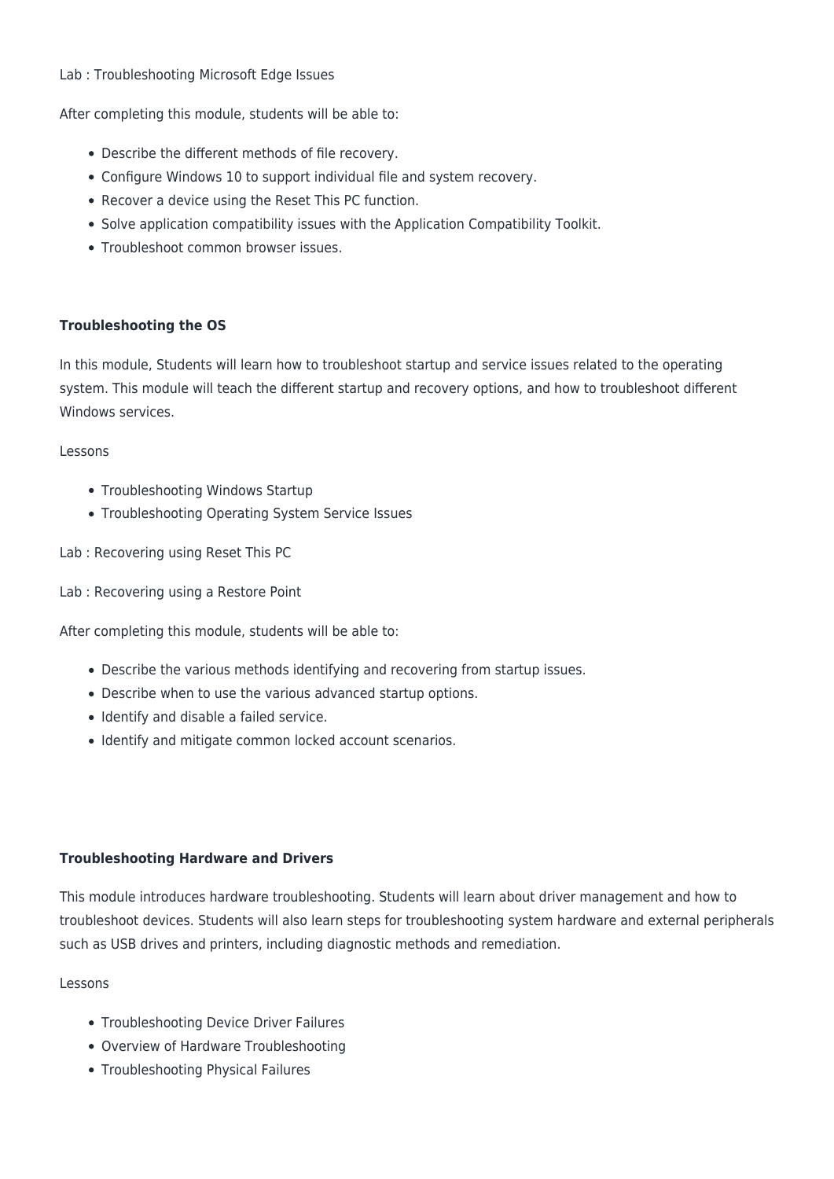Lab : Troubleshooting Microsoft Edge Issues

After completing this module, students will be able to:

- Describe the different methods of file recovery.
- Configure Windows 10 to support individual file and system recovery.
- Recover a device using the Reset This PC function.
- Solve application compatibility issues with the Application Compatibility Toolkit.
- Troubleshoot common browser issues.

**Troubleshooting the OS**

In this module, Students will learn how to troubleshoot startup and service issues related to the operating system. This module will teach the different startup and recovery options, and how to troubleshoot different Windows services.

Lessons

- Troubleshooting Windows Startup
- Troubleshooting Operating System Service Issues

Lab : Recovering using Reset This PC

Lab : Recovering using a Restore Point

After completing this module, students will be able to:

- Describe the various methods identifying and recovering from startup issues.
- Describe when to use the various advanced startup options.
- Identify and disable a failed service.
- Identify and mitigate common locked account scenarios.

**Troubleshooting Hardware and Drivers**

This module introduces hardware troubleshooting. Students will learn about driver management and how to troubleshoot devices. Students will also learn steps for troubleshooting system hardware and external peripherals such as USB drives and printers, including diagnostic methods and remediation.

Lessons

- Troubleshooting Device Driver Failures
- Overview of Hardware Troubleshooting
- Troubleshooting Physical Failures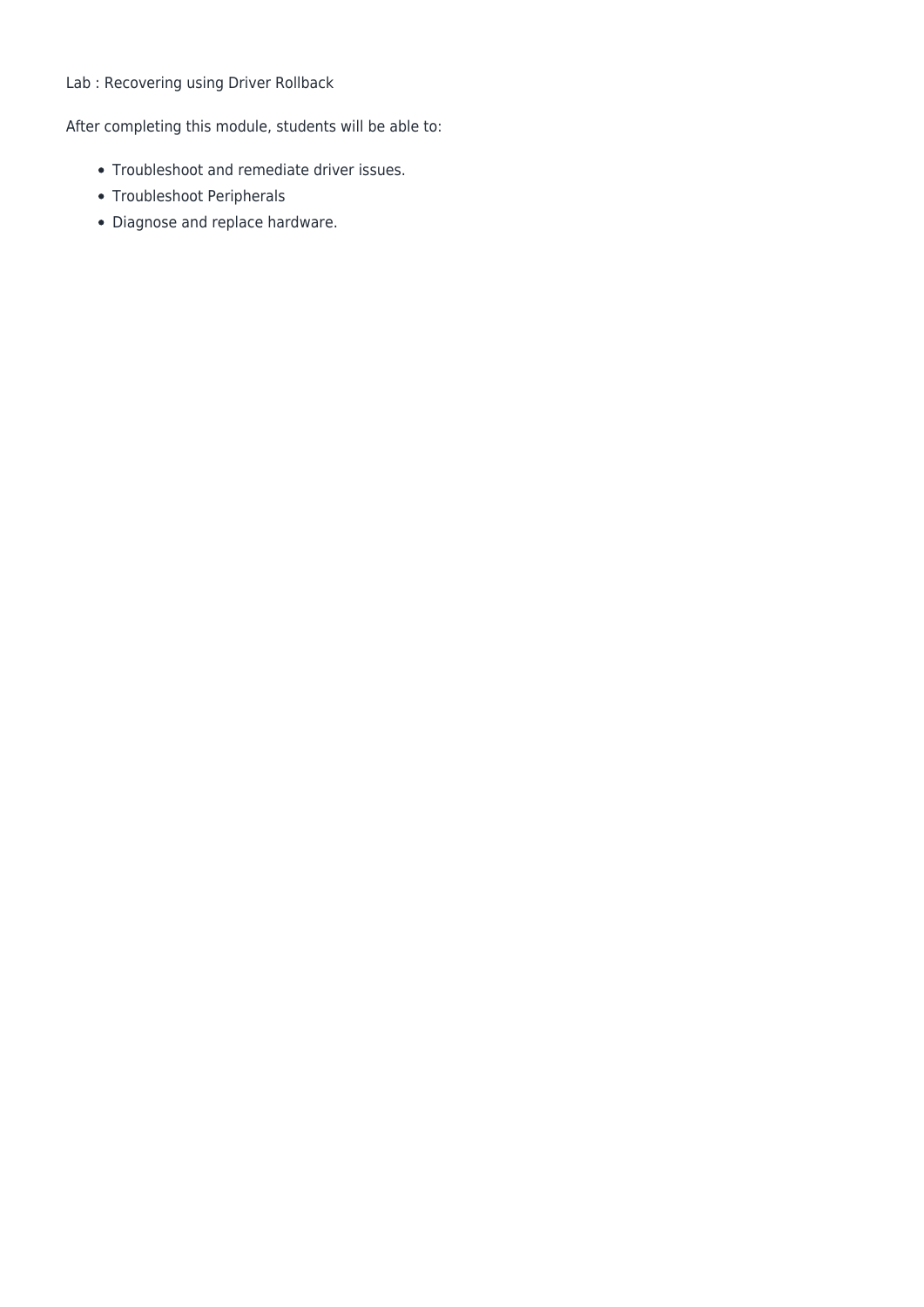Lab : Recovering using Driver Rollback

After completing this module, students will be able to:

- Troubleshoot and remediate driver issues.
- Troubleshoot Peripherals
- Diagnose and replace hardware.